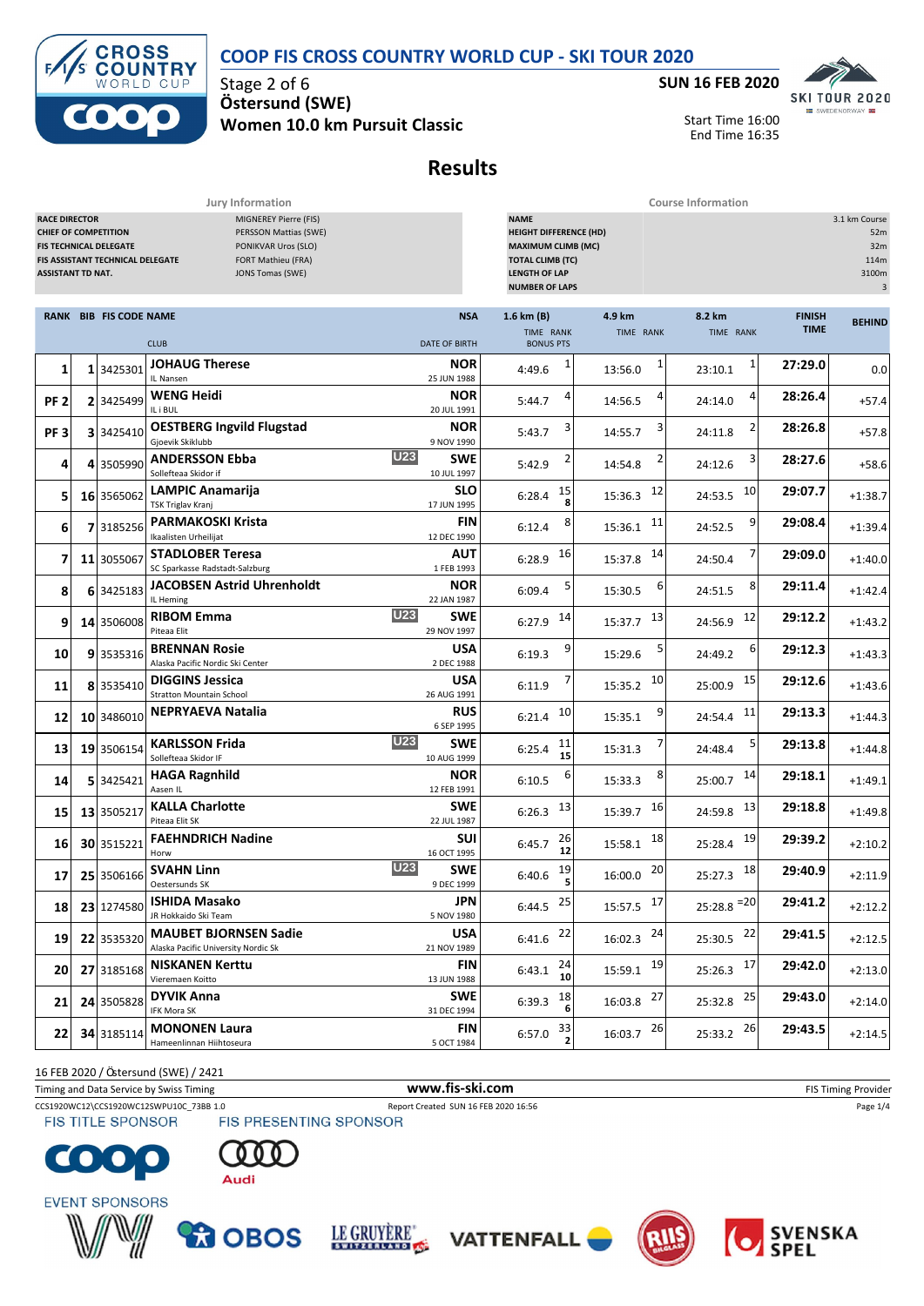# COOP FIS CROSS COUNTRY WORLD CUP - SKI TOUR 2020

Stage 2 of 6
**Östersund (SWE)**
**Women 10.0 km Pursuit Classic**

**SUN 16 FEB 2020**

Start Time 16:00
End Time 16:35

## Results

| Jury Information | |
|---|---|
| RACE DIRECTOR | MIGNEREY Pierre (FIS) |
| CHIEF OF COMPETITION | PERSSON Mattias (SWE) |
| FIS TECHNICAL DELEGATE | PONIKVAR Uros (SLO) |
| FIS ASSISTANT TECHNICAL DELEGATE | FORT Mathieu (FRA) |
| ASSISTANT TD NAT. | JONS Tomas (SWE) |

| Course Information | |
|---|---|
| NAME | 3.1 km Course |
| HEIGHT DIFFERENCE (HD) | 52m |
| MAXIMUM CLIMB (MC) | 32m |
| TOTAL CLIMB (TC) | 114m |
| LENGTH OF LAP | 3100m |
| NUMBER OF LAPS | 3 |

| RANK | BIB | FIS CODE | NAME / CLUB | | NSA / DATE OF BIRTH | 1.6 km (B) TIME | RANK / BONUS PTS | 4.9 km TIME | RANK | 8.2 km TIME | RANK | FINISH TIME | BEHIND |
|---|---|---|---|---|---|---|---|---|---|---|---|---|---|
| 1 | 1 | 3425301 | **JOHAUG Therese** IL Nansen | | **NOR** 25 JUN 1988 | 4:49.6 | 1 | 13:56.0 | 1 | 23:10.1 | 1 | **27:29.0** | 0.0 |
| PF 2 | 2 | 3425499 | **WENG Heidi** IL i BUL | | **NOR** 20 JUL 1991 | 5:44.7 | 4 | 14:56.5 | 4 | 24:14.0 | 4 | **28:26.4** | +57.4 |
| PF 3 | 3 | 3425410 | **OESTBERG Ingvild Flugstad** Gjoevik Skiklubb | | **NOR** 9 NOV 1990 | 5:43.7 | 3 | 14:55.7 | 3 | 24:11.8 | 2 | **28:26.8** | +57.8 |
| 4 | 4 | 3505990 | **ANDERSSON Ebba** Sollefteaa Skidor if | U23 | **SWE** 10 JUL 1997 | 5:42.9 | 2 | 14:54.8 | 2 | 24:12.6 | 3 | **28:27.6** | +58.6 |
| 5 | 16 | 3565062 | **LAMPIC Anamarija** TSK Triglav Kranj | | **SLO** 17 JUN 1995 | 6:28.4 | 15 / 8 | 15:36.3 | 12 | 24:53.5 | 10 | **29:07.7** | +1:38.7 |
| 6 | 7 | 3185256 | **PARMAKOSKI Krista** Ikaalisten Urheilijat | | **FIN** 12 DEC 1990 | 6:12.4 | 8 | 15:36.1 | 11 | 24:52.5 | 9 | **29:08.4** | +1:39.4 |
| 7 | 11 | 3055067 | **STADLOBER Teresa** SC Sparkasse Radstadt-Salzburg | | **AUT** 1 FEB 1993 | 6:28.9 | 16 | 15:37.8 | 14 | 24:50.4 | 7 | **29:09.0** | +1:40.0 |
| 8 | 6 | 3425183 | **JACOBSEN Astrid Uhrenholdt** IL Heming | | **NOR** 22 JAN 1987 | 6:09.4 | 5 | 15:30.5 | 6 | 24:51.5 | 8 | **29:11.4** | +1:42.4 |
| 9 | 14 | 3506008 | **RIBOM Emma** Piteaa Elit | U23 | **SWE** 29 NOV 1997 | 6:27.9 | 14 | 15:37.7 | 13 | 24:56.9 | 12 | **29:12.2** | +1:43.2 |
| 10 | 9 | 3535316 | **BRENNAN Rosie** Alaska Pacific Nordic Ski Center | | **USA** 2 DEC 1988 | 6:19.3 | 9 | 15:29.6 | 5 | 24:49.2 | 6 | **29:12.3** | +1:43.3 |
| 11 | 8 | 3535410 | **DIGGINS Jessica** Stratton Mountain School | | **USA** 26 AUG 1991 | 6:11.9 | 7 | 15:35.2 | 10 | 25:00.9 | 15 | **29:12.6** | +1:43.6 |
| 12 | 10 | 3486010 | **NEPRYAEVA Natalia** | | **RUS** 6 SEP 1995 | 6:21.4 | 10 | 15:35.1 | 9 | 24:54.4 | 11 | **29:13.3** | +1:44.3 |
| 13 | 19 | 3506154 | **KARLSSON Frida** Sollefteaa Skidor IF | U23 | **SWE** 10 AUG 1999 | 6:25.4 | 11 / 15 | 15:31.3 | 7 | 24:48.4 | 5 | **29:13.8** | +1:44.8 |
| 14 | 5 | 3425421 | **HAGA Ragnhild** Aasen IL | | **NOR** 12 FEB 1991 | 6:10.5 | 6 | 15:33.3 | 8 | 25:00.7 | 14 | **29:18.1** | +1:49.1 |
| 15 | 13 | 3505217 | **KALLA Charlotte** Piteaa Elit SK | | **SWE** 22 JUL 1987 | 6:26.3 | 13 | 15:39.7 | 16 | 24:59.8 | 13 | **29:18.8** | +1:49.8 |
| 16 | 30 | 3515221 | **FAEHNDRICH Nadine** Horw | | **SUI** 16 OCT 1995 | 6:45.7 | 26 / 12 | 15:58.1 | 18 | 25:28.4 | 19 | **29:39.2** | +2:10.2 |
| 17 | 25 | 3506166 | **SVAHN Linn** Oestersunds SK | U23 | **SWE** 9 DEC 1999 | 6:40.6 | 19 / 5 | 16:00.0 | 20 | 25:27.3 | 18 | **29:40.9** | +2:11.9 |
| 18 | 23 | 1274580 | **ISHIDA Masako** JR Hokkaido Ski Team | | **JPN** 5 NOV 1980 | 6:44.5 | 25 | 15:57.5 | 17 | 25:28.8 | =20 | **29:41.2** | +2:12.2 |
| 19 | 22 | 3535320 | **MAUBET BJORNSEN Sadie** Alaska Pacific University Nordic Sk | | **USA** 21 NOV 1989 | 6:41.6 | 22 | 16:02.3 | 24 | 25:30.5 | 22 | **29:41.5** | +2:12.5 |
| 20 | 27 | 3185168 | **NISKANEN Kerttu** Vieremaen Koitto | | **FIN** 13 JUN 1988 | 6:43.1 | 24 / 10 | 15:59.1 | 19 | 25:26.3 | 17 | **29:42.0** | +2:13.0 |
| 21 | 24 | 3505828 | **DYVIK Anna** IFK Mora SK | | **SWE** 31 DEC 1994 | 6:39.3 | 18 / 6 | 16:03.8 | 27 | 25:32.8 | 25 | **29:43.0** | +2:14.0 |
| 22 | 34 | 3185114 | **MONONEN Laura** Hameenlinnan Hiihtoseura | | **FIN** 5 OCT 1984 | 6:57.0 | 33 / 2 | 16:03.7 | 26 | 25:33.2 | 26 | **29:43.5** | +2:14.5 |

16 FEB 2020 / Östersund (SWE) / 2421

Timing and Data Service by Swiss Timing — www.fis-ski.com — FIS Timing Provider

CCS1920WC12\CCS1920WC12SWPU10C_73BB 1.0 — Report Created SUN 16 FEB 2020 16:56

FIS TITLE SPONSOR — FIS PRESENTING SPONSOR

EVENT SPONSORS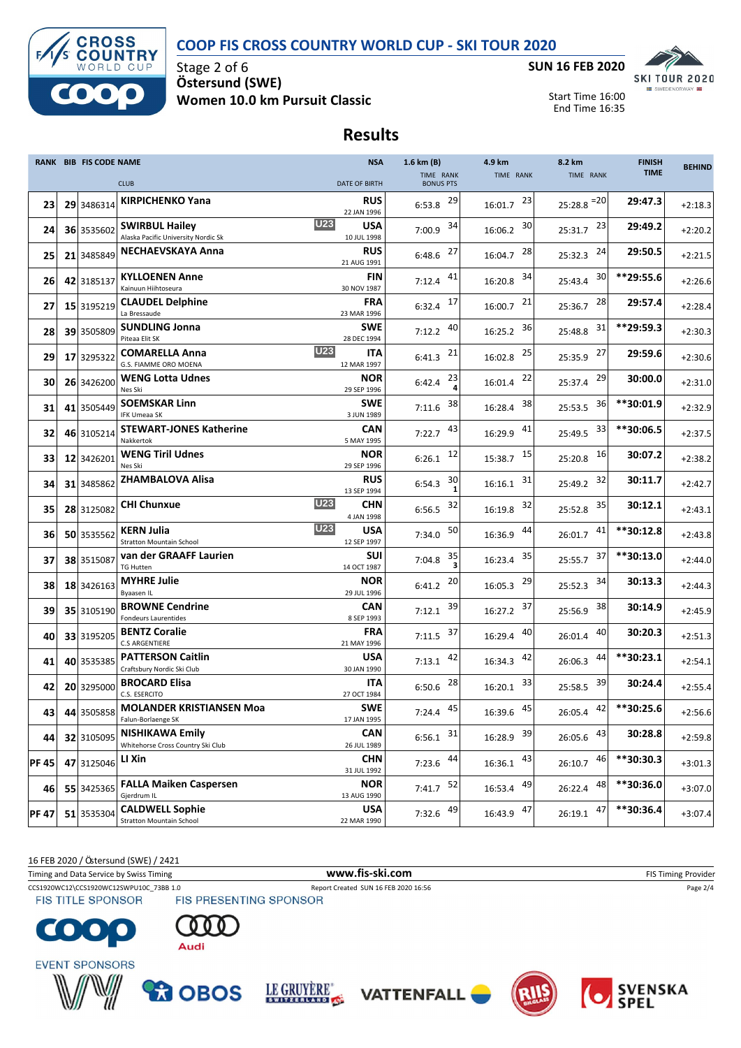# COOP FIS CROSS COUNTRY WORLD CUP - SKI TOUR 2020

Stage 2 of 6
**Östersund (SWE)**
**Women 10.0 km Pursuit Classic**

**SUN 16 FEB 2020**

Start Time 16:00
End Time 16:35

## Results

| RANK | BIB | FIS CODE | NAME / CLUB | | NSA / DATE OF BIRTH | 1.6 km (B) TIME | RANK / BONUS PTS | 4.9 km TIME | RANK | 8.2 km TIME | RANK | FINISH TIME | BEHIND |
|---|---|---|---|---|---|---|---|---|---|---|---|---|---|
| 23 | 29 | 3486314 | KIRPICHENKO Yana | | RUS 22 JAN 1996 | 6:53.8 | 29 | 16:01.7 | 23 | 25:28.8 | =20 | 29:47.3 | +2:18.3 |
| 24 | 36 | 3535602 | SWIRBUL Hailey / Alaska Pacific University Nordic Sk | U23 | USA 10 JUL 1998 | 7:00.9 | 34 | 16:06.2 | 30 | 25:31.7 | 23 | 29:49.2 | +2:20.2 |
| 25 | 21 | 3485849 | NECHAEVSKAYA Anna | | RUS 21 AUG 1991 | 6:48.6 | 27 | 16:04.7 | 28 | 25:32.3 | 24 | 29:50.5 | +2:21.5 |
| 26 | 42 | 3185137 | KYLLOENEN Anne / Kainuun Hiihtoseura | | FIN 30 NOV 1987 | 7:12.4 | 41 | 16:20.8 | 34 | 25:43.4 | 30 | **29:55.6 | +2:26.6 |
| 27 | 15 | 3195219 | CLAUDEL Delphine / La Bressaude | | FRA 23 MAR 1996 | 6:32.4 | 17 | 16:00.7 | 21 | 25:36.7 | 28 | 29:57.4 | +2:28.4 |
| 28 | 39 | 3505809 | SUNDLING Jonna / Piteaa Elit SK | | SWE 28 DEC 1994 | 7:12.2 | 40 | 16:25.2 | 36 | 25:48.8 | 31 | **29:59.3 | +2:30.3 |
| 29 | 17 | 3295322 | COMARELLA Anna / G.S. FIAMME ORO MOENA | U23 | ITA 12 MAR 1997 | 6:41.3 | 21 | 16:02.8 | 25 | 25:35.9 | 27 | 29:59.6 | +2:30.6 |
| 30 | 26 | 3426200 | WENG Lotta Udnes / Nes Ski | | NOR 29 SEP 1996 | 6:42.4 | 23 / 4 | 16:01.4 | 22 | 25:37.4 | 29 | 30:00.0 | +2:31.0 |
| 31 | 41 | 3505449 | SOEMSKAR Linn / IFK Umeaa SK | | SWE 3 JUN 1989 | 7:11.6 | 38 | 16:28.4 | 38 | 25:53.5 | 36 | **30:01.9 | +2:32.9 |
| 32 | 46 | 3105214 | STEWART-JONES Katherine / Nakkertok | | CAN 5 MAY 1995 | 7:22.7 | 43 | 16:29.9 | 41 | 25:49.5 | 33 | **30:06.5 | +2:37.5 |
| 33 | 12 | 3426201 | WENG Tiril Udnes / Nes Ski | | NOR 29 SEP 1996 | 6:26.1 | 12 | 15:38.7 | 15 | 25:20.8 | 16 | 30:07.2 | +2:38.2 |
| 34 | 31 | 3485862 | ZHAMBALOVA Alisa | | RUS 13 SEP 1994 | 6:54.3 | 30 / 1 | 16:16.1 | 31 | 25:49.2 | 32 | 30:11.7 | +2:42.7 |
| 35 | 28 | 3125082 | CHI Chunxue | U23 | CHN 4 JAN 1998 | 6:56.5 | 32 | 16:19.8 | 32 | 25:52.8 | 35 | 30:12.1 | +2:43.1 |
| 36 | 50 | 3535562 | KERN Julia / Stratton Mountain School | U23 | USA 12 SEP 1997 | 7:34.0 | 50 | 16:36.9 | 44 | 26:01.7 | 41 | **30:12.8 | +2:43.8 |
| 37 | 38 | 3515087 | van der GRAAFF Laurien / TG Hutten | | SUI 14 OCT 1987 | 7:04.8 | 35 / 3 | 16:23.4 | 35 | 25:55.7 | 37 | **30:13.0 | +2:44.0 |
| 38 | 18 | 3426163 | MYHRE Julie / Byaasen IL | | NOR 29 JUL 1996 | 6:41.2 | 20 | 16:05.3 | 29 | 25:52.3 | 34 | 30:13.3 | +2:44.3 |
| 39 | 35 | 3105190 | BROWNE Cendrine / Fondeurs Laurentides | | CAN 8 SEP 1993 | 7:12.1 | 39 | 16:27.2 | 37 | 25:56.9 | 38 | 30:14.9 | +2:45.9 |
| 40 | 33 | 3195205 | BENTZ Coralie / C.S ARGENTIERE | | FRA 21 MAY 1996 | 7:11.5 | 37 | 16:29.4 | 40 | 26:01.4 | 40 | 30:20.3 | +2:51.3 |
| 41 | 40 | 3535385 | PATTERSON Caitlin / Craftsbury Nordic Ski Club | | USA 30 JAN 1990 | 7:13.1 | 42 | 16:34.3 | 42 | 26:06.3 | 44 | **30:23.1 | +2:54.1 |
| 42 | 20 | 3295000 | BROCARD Elisa / C.S. ESERCITO | | ITA 27 OCT 1984 | 6:50.6 | 28 | 16:20.1 | 33 | 25:58.5 | 39 | 30:24.4 | +2:55.4 |
| 43 | 44 | 3505858 | MOLANDER KRISTIANSEN Moa / Falun-Borlaenge SK | | SWE 17 JAN 1995 | 7:24.4 | 45 | 16:39.6 | 45 | 26:05.4 | 42 | **30:25.6 | +2:56.6 |
| 44 | 32 | 3105095 | NISHIKAWA Emily / Whitehorse Cross Country Ski Club | | CAN 26 JUL 1989 | 6:56.1 | 31 | 16:28.9 | 39 | 26:05.6 | 43 | 30:28.8 | +2:59.8 |
| PF 45 | 47 | 3125046 | LI Xin | | CHN 31 JUL 1992 | 7:23.6 | 44 | 16:36.1 | 43 | 26:10.7 | 46 | **30:30.3 | +3:01.3 |
| 46 | 55 | 3425365 | FALLA Maiken Caspersen / Gjerdrum IL | | NOR 13 AUG 1990 | 7:41.7 | 52 | 16:53.4 | 49 | 26:22.4 | 48 | **30:36.0 | +3:07.0 |
| PF 47 | 51 | 3535304 | CALDWELL Sophie / Stratton Mountain School | | USA 22 MAR 1990 | 7:32.6 | 49 | 16:43.9 | 47 | 26:19.1 | 47 | **30:36.4 | +3:07.4 |

16 FEB 2020 / Östersund (SWE) / 2421

Timing and Data Service by Swiss Timing — www.fis-ski.com — FIS Timing Provider

CCS1920WC12\CCS1920WC12SWPU10C_73BB 1.0 — Report Created SUN 16 FEB 2020 16:56

FIS TITLE SPONSOR — FIS PRESENTING SPONSOR

EVENT SPONSORS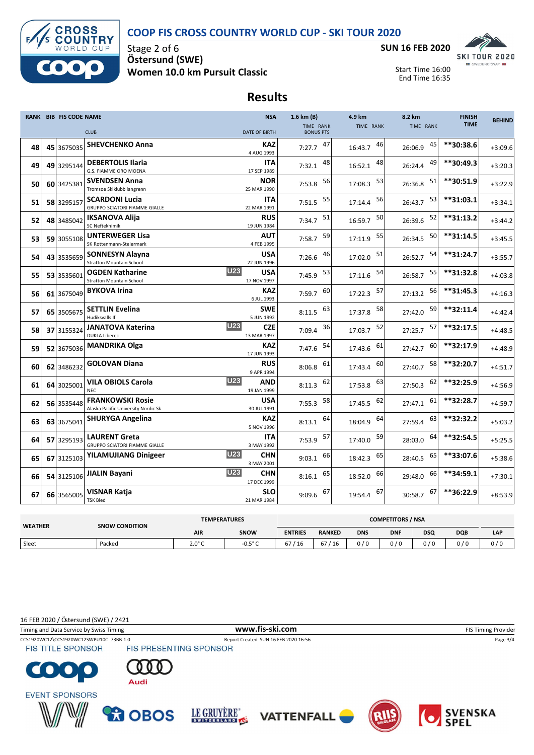# COOP FIS CROSS COUNTRY WORLD CUP - SKI TOUR 2020

Stage 2 of 6
**Östersund (SWE)**
**Women 10.0 km Pursuit Classic**

**SUN 16 FEB 2020**

Start Time 16:00
End Time 16:35

## Results

| RANK | BIB | FIS CODE | NAME / CLUB | | NSA / DATE OF BIRTH | 1.6 km (B) TIME | RANK / BONUS PTS | 4.9 km TIME | RANK | 8.2 km TIME | RANK | FINISH TIME | BEHIND |
|---|---|---|---|---|---|---|---|---|---|---|---|---|---|
| 48 | 45 | 3675035 | **SHEVCHENKO Anna** | | KAZ 4 AUG 1993 | 7:27.7 | 47 | 16:43.7 | 46 | 26:06.9 | 45 | **30:38.6 | +3:09.6 |
| 49 | 49 | 3295144 | **DEBERTOLIS Ilaria** G.S. FIAMME ORO MOENA | | ITA 17 SEP 1989 | 7:32.1 | 48 | 16:52.1 | 48 | 26:24.4 | 49 | **30:49.3 | +3:20.3 |
| 50 | 60 | 3425381 | **SVENDSEN Anna** Tromsoe Skiklubb langrenn | | NOR 25 MAR 1990 | 7:53.8 | 56 | 17:08.3 | 53 | 26:36.8 | 51 | **30:51.9 | +3:22.9 |
| 51 | 58 | 3295157 | **SCARDONI Lucia** GRUPPO SCIATORI FIAMME GIALLE | | ITA 22 MAR 1991 | 7:51.5 | 55 | 17:14.4 | 56 | 26:43.7 | 53 | **31:03.1 | +3:34.1 |
| 52 | 48 | 3485042 | **IKSANOVA Alija** SC Neftekhimik | | RUS 19 JUN 1984 | 7:34.7 | 51 | 16:59.7 | 50 | 26:39.6 | 52 | **31:13.2 | +3:44.2 |
| 53 | 59 | 3055108 | **UNTERWEGER Lisa** SK Rottenmann-Steiermark | | AUT 4 FEB 1995 | 7:58.7 | 59 | 17:11.9 | 55 | 26:34.5 | 50 | **31:14.5 | +3:45.5 |
| 54 | 43 | 3535659 | **SONNESYN Alayna** Stratton Mountain School | | USA 22 JUN 1996 | 7:26.6 | 46 | 17:02.0 | 51 | 26:52.7 | 54 | **31:24.7 | +3:55.7 |
| 55 | 53 | 3535601 | **OGDEN Katharine** Stratton Mountain School | U23 | USA 17 NOV 1997 | 7:45.9 | 53 | 17:11.6 | 54 | 26:58.7 | 55 | **31:32.8 | +4:03.8 |
| 56 | 61 | 3675049 | **BYKOVA Irina** | | KAZ 6 JUL 1993 | 7:59.7 | 60 | 17:22.3 | 57 | 27:13.2 | 56 | **31:45.3 | +4:16.3 |
| 57 | 65 | 3505675 | **SETTLIN Evelina** Hudiksvalls If | | SWE 5 JUN 1992 | 8:11.5 | 63 | 17:37.8 | 58 | 27:42.0 | 59 | **32:11.4 | +4:42.4 |
| 58 | 37 | 3155324 | **JANATOVA Katerina** DUKLA Liberec | U23 | CZE 13 MAR 1997 | 7:09.4 | 36 | 17:03.7 | 52 | 27:25.7 | 57 | **32:17.5 | +4:48.5 |
| 59 | 52 | 3675036 | **MANDRIKA Olga** | | KAZ 17 JUN 1993 | 7:47.6 | 54 | 17:43.6 | 61 | 27:42.7 | 60 | **32:17.9 | +4:48.9 |
| 60 | 62 | 3486232 | **GOLOVAN Diana** | | RUS 9 APR 1994 | 8:06.8 | 61 | 17:43.4 | 60 | 27:40.7 | 58 | **32:20.7 | +4:51.7 |
| 61 | 64 | 3025001 | **VILA OBIOLS Carola** NEC | U23 | AND 19 JAN 1999 | 8:11.3 | 62 | 17:53.8 | 63 | 27:50.3 | 62 | **32:25.9 | +4:56.9 |
| 62 | 56 | 3535448 | **FRANKOWSKI Rosie** Alaska Pacific University Nordic Sk | | USA 30 JUL 1991 | 7:55.3 | 58 | 17:45.5 | 62 | 27:47.1 | 61 | **32:28.7 | +4:59.7 |
| 63 | 63 | 3675041 | **SHURYGA Angelina** | | KAZ 5 NOV 1996 | 8:13.1 | 64 | 18:04.9 | 64 | 27:59.4 | 63 | **32:32.2 | +5:03.2 |
| 64 | 57 | 3295193 | **LAURENT Greta** GRUPPO SCIATORI FIAMME GIALLE | | ITA 3 MAY 1992 | 7:53.9 | 57 | 17:40.0 | 59 | 28:03.0 | 64 | **32:54.5 | +5:25.5 |
| 65 | 67 | 3125103 | **YILAMUJIANG Dinigeer** | U23 | CHN 3 MAY 2001 | 9:03.1 | 66 | 18:42.3 | 65 | 28:40.5 | 65 | **33:07.6 | +5:38.6 |
| 66 | 54 | 3125106 | **JIALIN Bayani** | U23 | CHN 17 DEC 1999 | 8:16.1 | 65 | 18:52.0 | 66 | 29:48.0 | 66 | **34:59.1 | +7:30.1 |
| 67 | 66 | 3565005 | **VISNAR Katja** TSK Bled | | SLO 21 MAR 1984 | 9:09.6 | 67 | 19:54.4 | 67 | 30:58.7 | 67 | **36:22.9 | +8:53.9 |

| WEATHER | SNOW CONDITION | TEMPERATURES | | COMPETITORS / NSA | | | | | | |
|---|---|---|---|---|---|---|---|---|---|---|
| | | AIR | SNOW | ENTRIES | RANKED | DNS | DNF | DSQ | DQB | LAP |
| Sleet | Packed | 2.0° C | -0.5° C | 67 / 16 | 67 / 16 | 0 / 0 | 0 / 0 | 0 / 0 | 0 / 0 | 0 / 0 |

16 FEB 2020 / Östersund (SWE) / 2421

Timing and Data Service by Swiss Timing — www.fis-ski.com — FIS Timing Provider

CCS1920WC12\CCS1920WC12SWPU10C_73BB 1.0 — Report Created SUN 16 FEB 2020 16:56

FIS TITLE SPONSOR — FIS PRESENTING SPONSOR — EVENT SPONSORS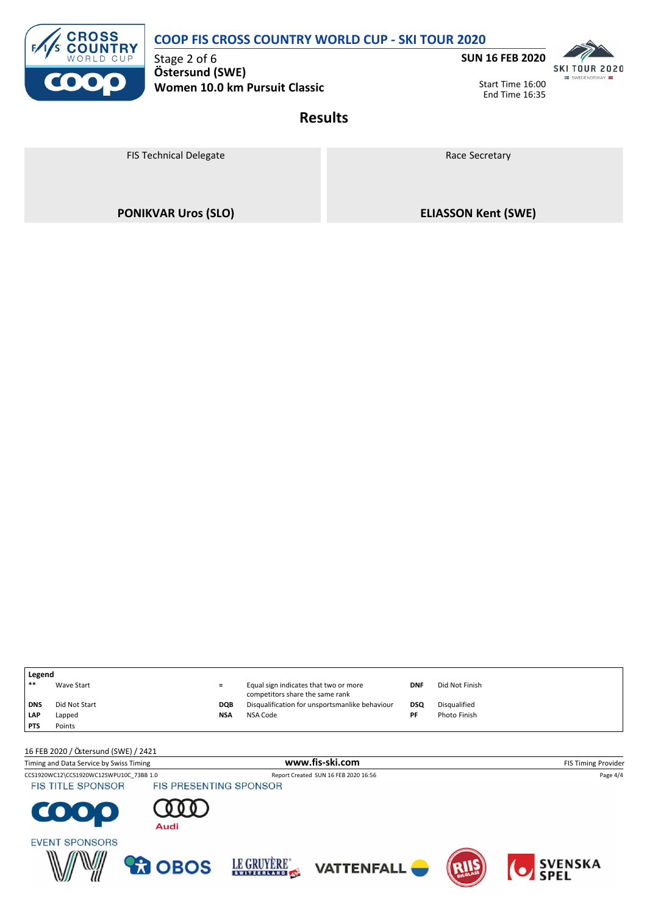COOP FIS CROSS COUNTRY WORLD CUP - SKI TOUR 2020

Stage 2 of 6

**Östersund (SWE)**

**Women 10.0 km Pursuit Classic**

**SUN 16 FEB 2020**

Start Time 16:00
End Time 16:35

# Results

| FIS Technical Delegate | Race Secretary |
| --- | --- |
| **PONIKVAR Uros (SLO)** | **ELIASSON Kent (SWE)** |

**Legend**

| | | | | | |
| --- | --- | --- | --- | --- | --- |
| ** | Wave Start | = | Equal sign indicates that two or more competitors share the same rank | **DNF** | Did Not Finish |
| **DNS** | Did Not Start | **DQB** | Disqualification for unsportsmanlike behaviour | **DSQ** | Disqualified |
| **LAP** | Lapped | **NSA** | NSA Code | **PF** | Photo Finish |
| **PTS** | Points | | | | |

16 FEB 2020 / Östersund (SWE) / 2421

Timing and Data Service by Swiss Timing

www.fis-ski.com

FIS Timing Provider

CCS1920WC12\CCS1920WC12SWPU10C_73BB 1.0

Report Created SUN 16 FEB 2020 16:56

FIS TITLE SPONSOR

FIS PRESENTING SPONSOR

EVENT SPONSORS